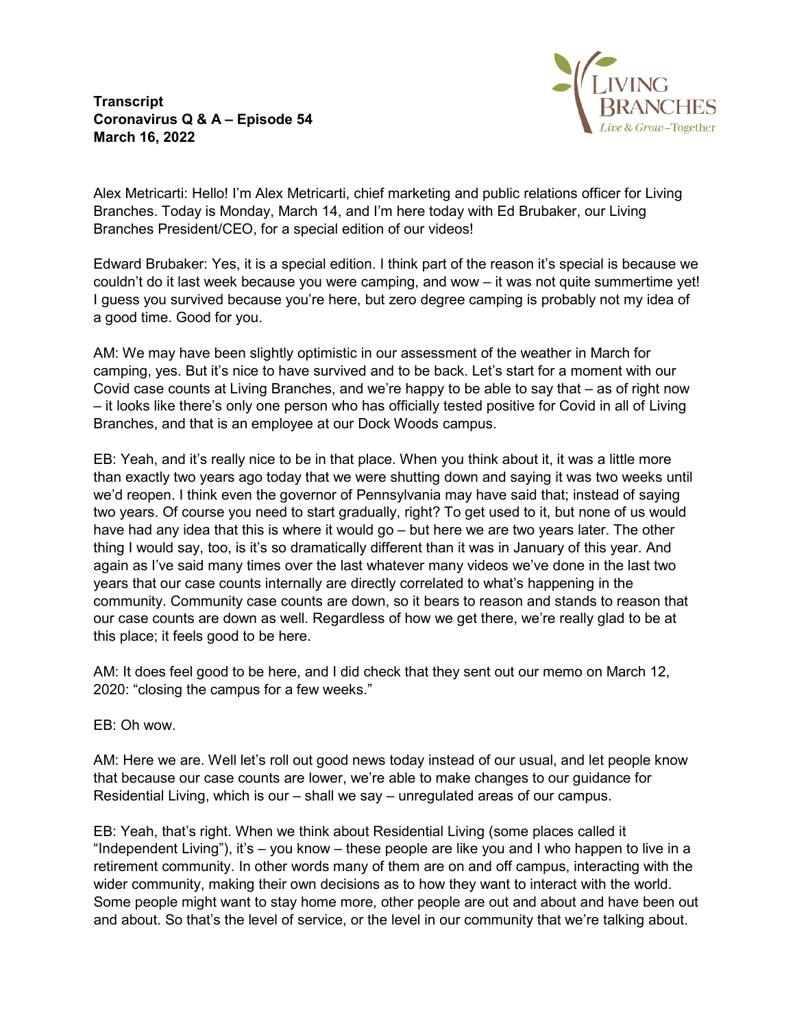**Transcript**
**Coronavirus Q & A – Episode 54**
**March 16, 2022**

Alex Metricarti: Hello! I'm Alex Metricarti, chief marketing and public relations officer for Living Branches. Today is Monday, March 14, and I'm here today with Ed Brubaker, our Living Branches President/CEO, for a special edition of our videos!

Edward Brubaker: Yes, it is a special edition. I think part of the reason it's special is because we couldn't do it last week because you were camping, and wow – it was not quite summertime yet! I guess you survived because you're here, but zero degree camping is probably not my idea of a good time. Good for you.

AM: We may have been slightly optimistic in our assessment of the weather in March for camping, yes. But it's nice to have survived and to be back. Let's start for a moment with our Covid case counts at Living Branches, and we're happy to be able to say that – as of right now – it looks like there's only one person who has officially tested positive for Covid in all of Living Branches, and that is an employee at our Dock Woods campus.

EB: Yeah, and it's really nice to be in that place. When you think about it, it was a little more than exactly two years ago today that we were shutting down and saying it was two weeks until we'd reopen. I think even the governor of Pennsylvania may have said that; instead of saying two years. Of course you need to start gradually, right? To get used to it, but none of us would have had any idea that this is where it would go – but here we are two years later. The other thing I would say, too, is it's so dramatically different than it was in January of this year. And again as I've said many times over the last whatever many videos we've done in the last two years that our case counts internally are directly correlated to what's happening in the community. Community case counts are down, so it bears to reason and stands to reason that our case counts are down as well. Regardless of how we get there, we're really glad to be at this place; it feels good to be here.

AM: It does feel good to be here, and I did check that they sent out our memo on March 12, 2020: "closing the campus for a few weeks."

EB: Oh wow.

AM: Here we are. Well let's roll out good news today instead of our usual, and let people know that because our case counts are lower, we're able to make changes to our guidance for Residential Living, which is our – shall we say – unregulated areas of our campus.

EB: Yeah, that's right. When we think about Residential Living (some places called it "Independent Living"), it's – you know – these people are like you and I who happen to live in a retirement community. In other words many of them are on and off campus, interacting with the wider community, making their own decisions as to how they want to interact with the world. Some people might want to stay home more, other people are out and about and have been out and about. So that's the level of service, or the level in our community that we're talking about.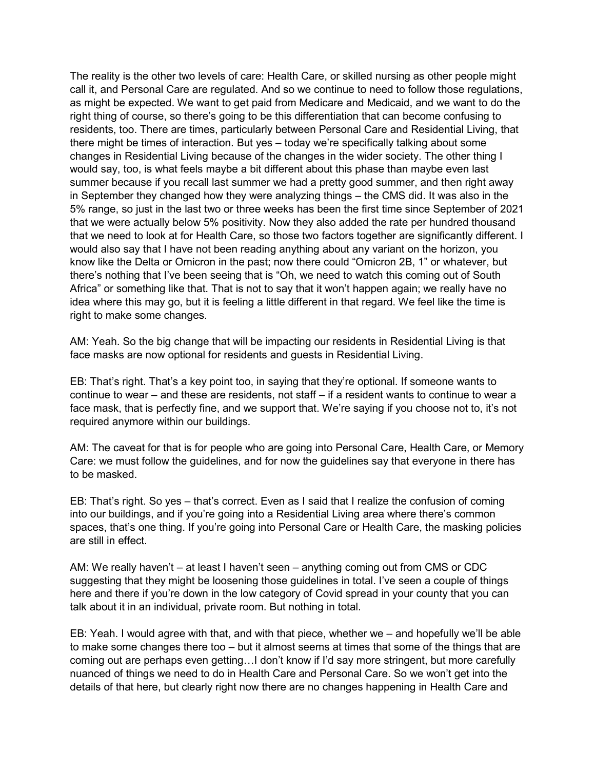The reality is the other two levels of care: Health Care, or skilled nursing as other people might call it, and Personal Care are regulated. And so we continue to need to follow those regulations, as might be expected. We want to get paid from Medicare and Medicaid, and we want to do the right thing of course, so there's going to be this differentiation that can become confusing to residents, too. There are times, particularly between Personal Care and Residential Living, that there might be times of interaction. But yes – today we're specifically talking about some changes in Residential Living because of the changes in the wider society. The other thing I would say, too, is what feels maybe a bit different about this phase than maybe even last summer because if you recall last summer we had a pretty good summer, and then right away in September they changed how they were analyzing things – the CMS did. It was also in the 5% range, so just in the last two or three weeks has been the first time since September of 2021 that we were actually below 5% positivity. Now they also added the rate per hundred thousand that we need to look at for Health Care, so those two factors together are significantly different. I would also say that I have not been reading anything about any variant on the horizon, you know like the Delta or Omicron in the past; now there could "Omicron 2B, 1" or whatever, but there's nothing that I've been seeing that is "Oh, we need to watch this coming out of South Africa" or something like that. That is not to say that it won't happen again; we really have no idea where this may go, but it is feeling a little different in that regard. We feel like the time is right to make some changes.

AM: Yeah. So the big change that will be impacting our residents in Residential Living is that face masks are now optional for residents and guests in Residential Living.

EB: That's right. That's a key point too, in saying that they're optional. If someone wants to continue to wear – and these are residents, not staff – if a resident wants to continue to wear a face mask, that is perfectly fine, and we support that. We're saying if you choose not to, it's not required anymore within our buildings.

AM: The caveat for that is for people who are going into Personal Care, Health Care, or Memory Care: we must follow the guidelines, and for now the guidelines say that everyone in there has to be masked.

EB: That's right. So yes – that's correct. Even as I said that I realize the confusion of coming into our buildings, and if you're going into a Residential Living area where there's common spaces, that's one thing. If you're going into Personal Care or Health Care, the masking policies are still in effect.

AM: We really haven't – at least I haven't seen – anything coming out from CMS or CDC suggesting that they might be loosening those guidelines in total. I've seen a couple of things here and there if you're down in the low category of Covid spread in your county that you can talk about it in an individual, private room. But nothing in total.

EB: Yeah. I would agree with that, and with that piece, whether we – and hopefully we'll be able to make some changes there too – but it almost seems at times that some of the things that are coming out are perhaps even getting…I don't know if I'd say more stringent, but more carefully nuanced of things we need to do in Health Care and Personal Care. So we won't get into the details of that here, but clearly right now there are no changes happening in Health Care and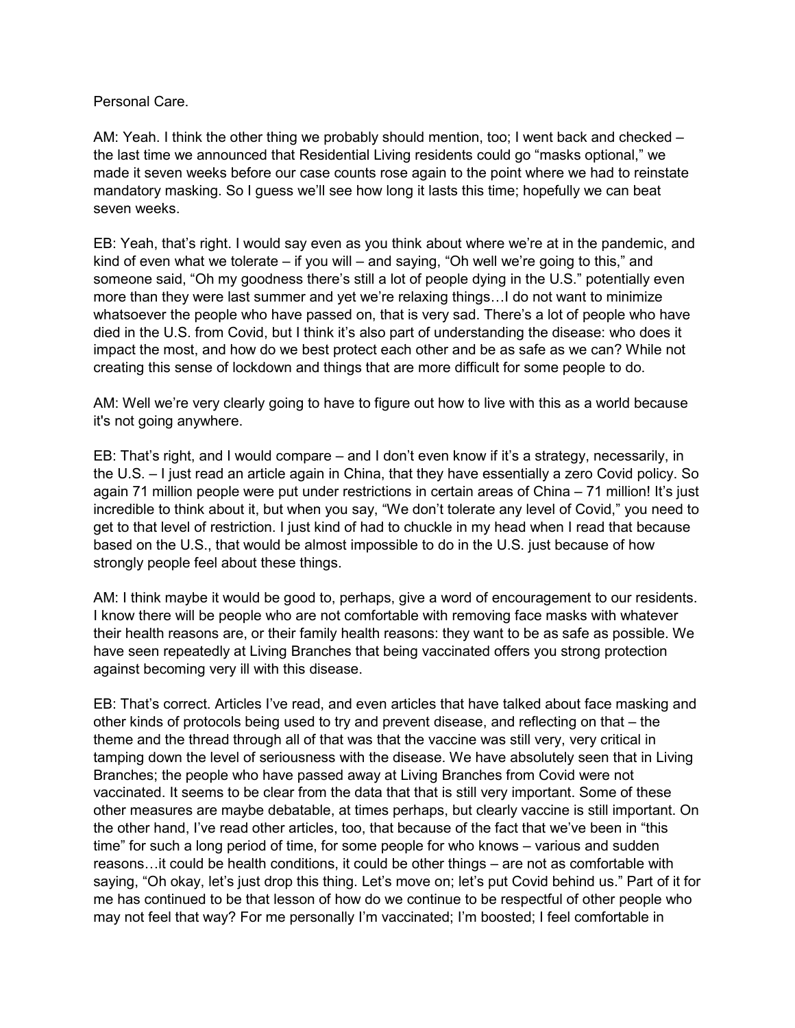Personal Care.

AM: Yeah. I think the other thing we probably should mention, too; I went back and checked – the last time we announced that Residential Living residents could go "masks optional," we made it seven weeks before our case counts rose again to the point where we had to reinstate mandatory masking. So I guess we'll see how long it lasts this time; hopefully we can beat seven weeks.

EB: Yeah, that's right. I would say even as you think about where we're at in the pandemic, and kind of even what we tolerate – if you will – and saying, "Oh well we're going to this," and someone said, "Oh my goodness there's still a lot of people dying in the U.S." potentially even more than they were last summer and yet we're relaxing things…I do not want to minimize whatsoever the people who have passed on, that is very sad. There's a lot of people who have died in the U.S. from Covid, but I think it's also part of understanding the disease: who does it impact the most, and how do we best protect each other and be as safe as we can? While not creating this sense of lockdown and things that are more difficult for some people to do.

AM: Well we're very clearly going to have to figure out how to live with this as a world because it's not going anywhere.

EB: That's right, and I would compare – and I don't even know if it's a strategy, necessarily, in the U.S. – I just read an article again in China, that they have essentially a zero Covid policy. So again 71 million people were put under restrictions in certain areas of China – 71 million! It's just incredible to think about it, but when you say, "We don't tolerate any level of Covid," you need to get to that level of restriction. I just kind of had to chuckle in my head when I read that because based on the U.S., that would be almost impossible to do in the U.S. just because of how strongly people feel about these things.

AM: I think maybe it would be good to, perhaps, give a word of encouragement to our residents. I know there will be people who are not comfortable with removing face masks with whatever their health reasons are, or their family health reasons: they want to be as safe as possible. We have seen repeatedly at Living Branches that being vaccinated offers you strong protection against becoming very ill with this disease.

EB: That's correct. Articles I've read, and even articles that have talked about face masking and other kinds of protocols being used to try and prevent disease, and reflecting on that – the theme and the thread through all of that was that the vaccine was still very, very critical in tamping down the level of seriousness with the disease. We have absolutely seen that in Living Branches; the people who have passed away at Living Branches from Covid were not vaccinated. It seems to be clear from the data that that is still very important. Some of these other measures are maybe debatable, at times perhaps, but clearly vaccine is still important. On the other hand, I've read other articles, too, that because of the fact that we've been in "this time" for such a long period of time, for some people for who knows – various and sudden reasons…it could be health conditions, it could be other things – are not as comfortable with saying, "Oh okay, let's just drop this thing. Let's move on; let's put Covid behind us." Part of it for me has continued to be that lesson of how do we continue to be respectful of other people who may not feel that way? For me personally I'm vaccinated; I'm boosted; I feel comfortable in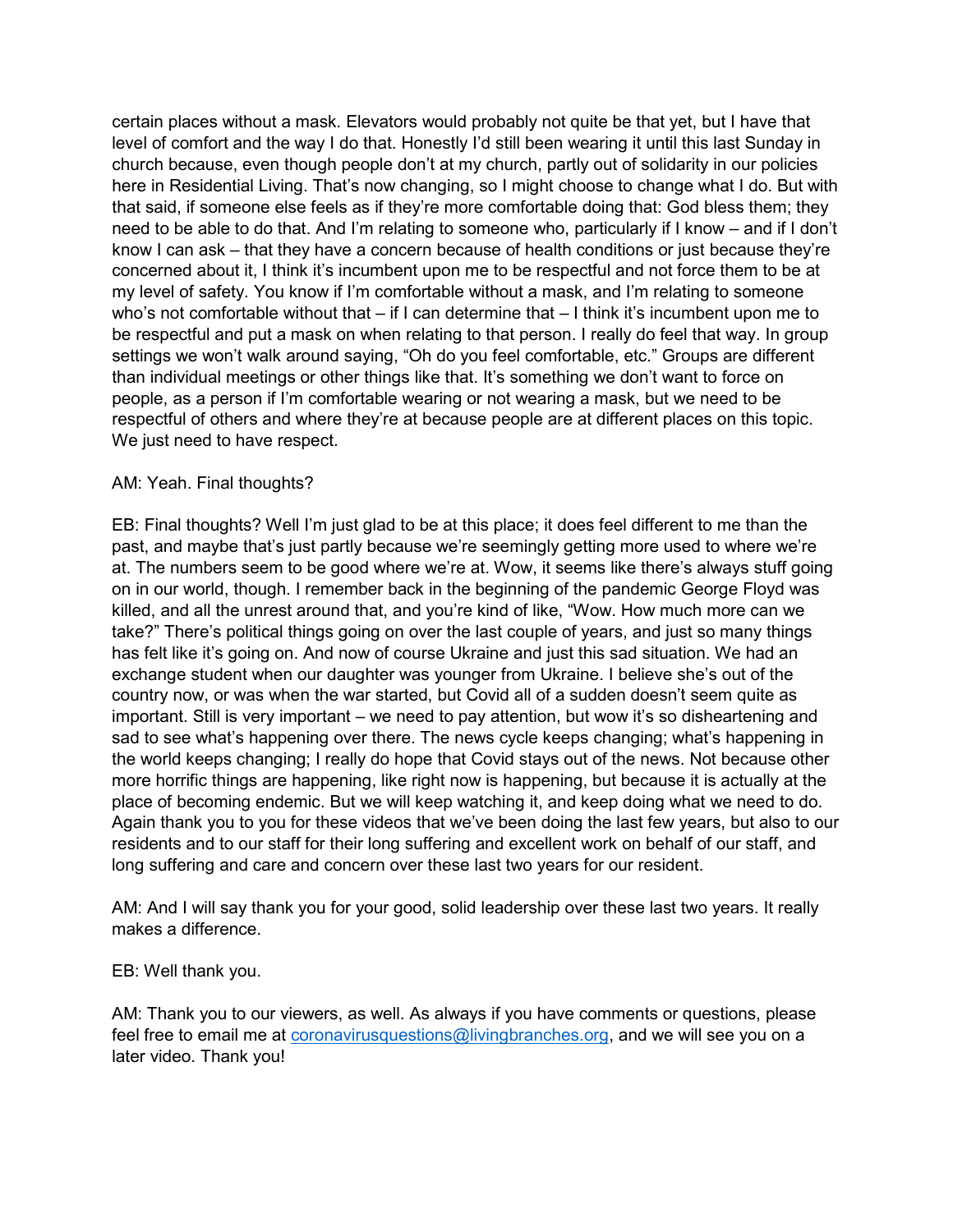certain places without a mask. Elevators would probably not quite be that yet, but I have that level of comfort and the way I do that. Honestly I'd still been wearing it until this last Sunday in church because, even though people don't at my church, partly out of solidarity in our policies here in Residential Living. That's now changing, so I might choose to change what I do. But with that said, if someone else feels as if they're more comfortable doing that: God bless them; they need to be able to do that. And I'm relating to someone who, particularly if I know – and if I don't know I can ask – that they have a concern because of health conditions or just because they're concerned about it, I think it's incumbent upon me to be respectful and not force them to be at my level of safety. You know if I'm comfortable without a mask, and I'm relating to someone who's not comfortable without that – if I can determine that – I think it's incumbent upon me to be respectful and put a mask on when relating to that person. I really do feel that way. In group settings we won't walk around saying, "Oh do you feel comfortable, etc." Groups are different than individual meetings or other things like that. It's something we don't want to force on people, as a person if I'm comfortable wearing or not wearing a mask, but we need to be respectful of others and where they're at because people are at different places on this topic. We just need to have respect.

AM: Yeah. Final thoughts?

EB: Final thoughts? Well I'm just glad to be at this place; it does feel different to me than the past, and maybe that's just partly because we're seemingly getting more used to where we're at. The numbers seem to be good where we're at. Wow, it seems like there's always stuff going on in our world, though. I remember back in the beginning of the pandemic George Floyd was killed, and all the unrest around that, and you're kind of like, "Wow. How much more can we take?" There's political things going on over the last couple of years, and just so many things has felt like it's going on. And now of course Ukraine and just this sad situation. We had an exchange student when our daughter was younger from Ukraine. I believe she's out of the country now, or was when the war started, but Covid all of a sudden doesn't seem quite as important. Still is very important – we need to pay attention, but wow it's so disheartening and sad to see what's happening over there. The news cycle keeps changing; what's happening in the world keeps changing; I really do hope that Covid stays out of the news. Not because other more horrific things are happening, like right now is happening, but because it is actually at the place of becoming endemic. But we will keep watching it, and keep doing what we need to do. Again thank you to you for these videos that we've been doing the last few years, but also to our residents and to our staff for their long suffering and excellent work on behalf of our staff, and long suffering and care and concern over these last two years for our resident.

AM: And I will say thank you for your good, solid leadership over these last two years. It really makes a difference.

EB: Well thank you.

AM: Thank you to our viewers, as well. As always if you have comments or questions, please feel free to email me at coronavirusquestions@livingbranches.org, and we will see you on a later video. Thank you!